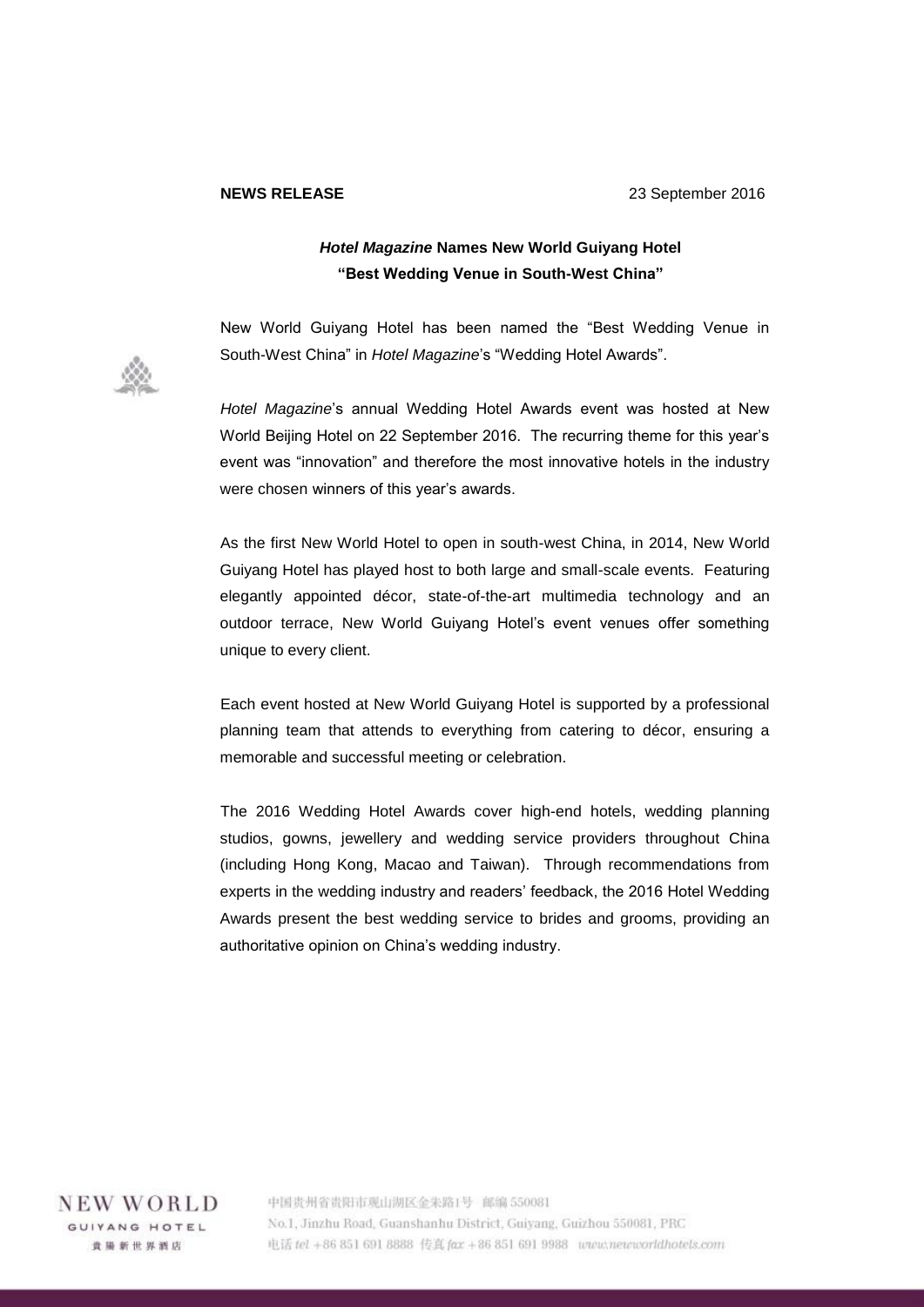**NEWS RELEASE** 23 September 2016

# ***Hotel Magazine* Names New World Guiyang Hotel "Best Wedding Venue in South-West China"**

New World Guiyang Hotel has been named the "Best Wedding Venue in South-West China" in *Hotel Magazine*'s "Wedding Hotel Awards".

*Hotel Magazine*'s annual Wedding Hotel Awards event was hosted at New World Beijing Hotel on 22 September 2016. The recurring theme for this year's event was "innovation" and therefore the most innovative hotels in the industry were chosen winners of this year's awards.

As the first New World Hotel to open in south-west China, in 2014, New World Guiyang Hotel has played host to both large and small-scale events. Featuring elegantly appointed décor, state-of-the-art multimedia technology and an outdoor terrace, New World Guiyang Hotel's event venues offer something unique to every client.

Each event hosted at New World Guiyang Hotel is supported by a professional planning team that attends to everything from catering to décor, ensuring a memorable and successful meeting or celebration.

The 2016 Wedding Hotel Awards cover high-end hotels, wedding planning studios, gowns, jewellery and wedding service providers throughout China (including Hong Kong, Macao and Taiwan). Through recommendations from experts in the wedding industry and readers' feedback, the 2016 Hotel Wedding Awards present the best wedding service to brides and grooms, providing an authoritative opinion on China's wedding industry.

NEW WORLD
GUIYANG HOTEL
贵阳新世界酒店

中国贵州省贵阳市观山湖区金朱路1号 邮编 550081
No.1, Jinzhu Road, Guanshanhu District, Guiyang, Guizhou 550081, PRC
电话 tel +86 851 691 8888 传真 fax +86 851 691 9988 www.newworldhotels.com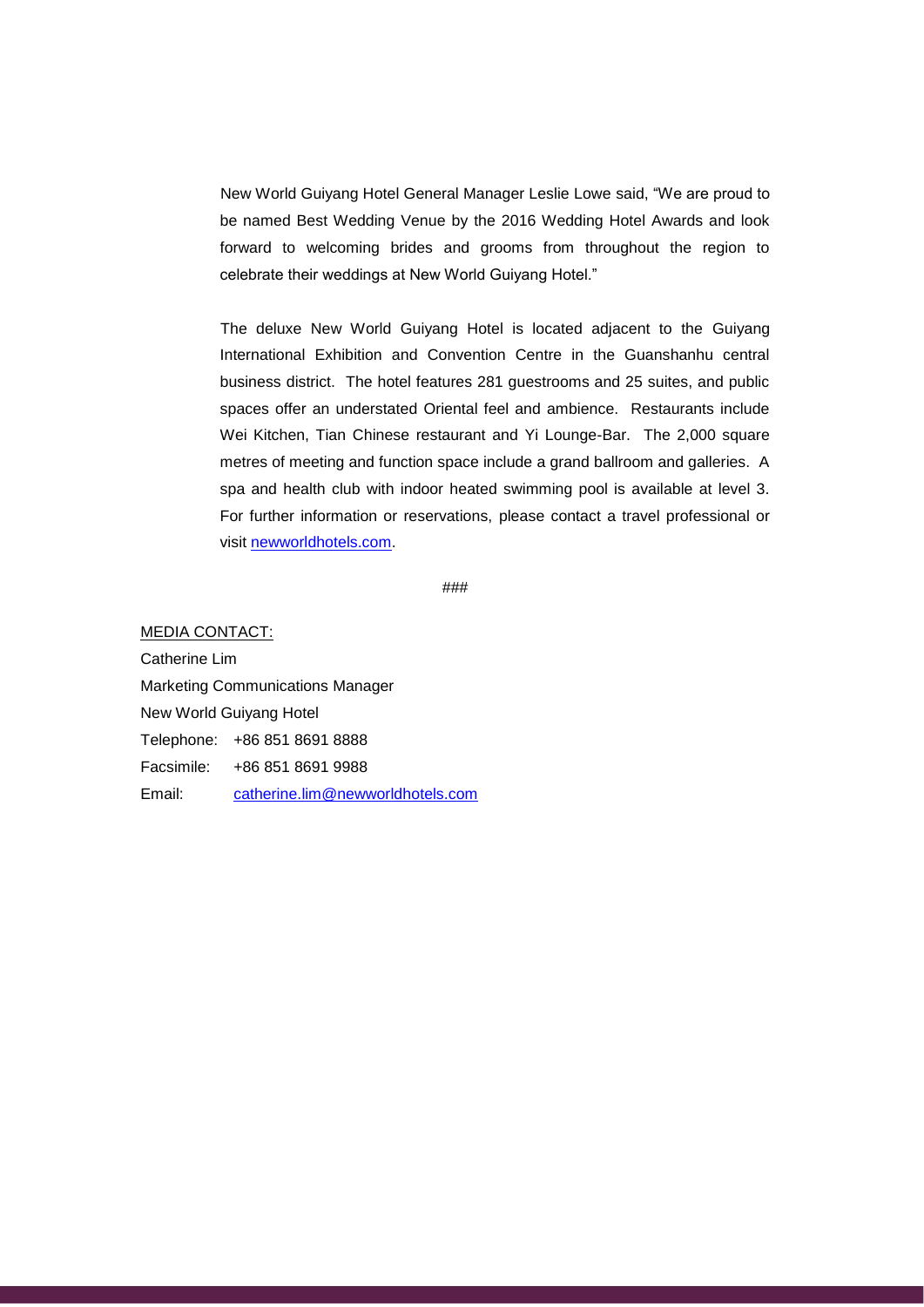New World Guiyang Hotel General Manager Leslie Lowe said, "We are proud to be named Best Wedding Venue by the 2016 Wedding Hotel Awards and look forward to welcoming brides and grooms from throughout the region to celebrate their weddings at New World Guiyang Hotel."

The deluxe New World Guiyang Hotel is located adjacent to the Guiyang International Exhibition and Convention Centre in the Guanshanhu central business district. The hotel features 281 guestrooms and 25 suites, and public spaces offer an understated Oriental feel and ambience. Restaurants include Wei Kitchen, Tian Chinese restaurant and Yi Lounge-Bar. The 2,000 square metres of meeting and function space include a grand ballroom and galleries. A spa and health club with indoor heated swimming pool is available at level 3. For further information or reservations, please contact a travel professional or visit [newworldhotels.com](http://newworldhotels.com).

###

MEDIA CONTACT:

Catherine Lim
Marketing Communications Manager
New World Guiyang Hotel
Telephone: +86 851 8691 8888
Facsimile: +86 851 8691 9988
Email: [catherine.lim@newworldhotels.com](mailto:catherine.lim@newworldhotels.com)